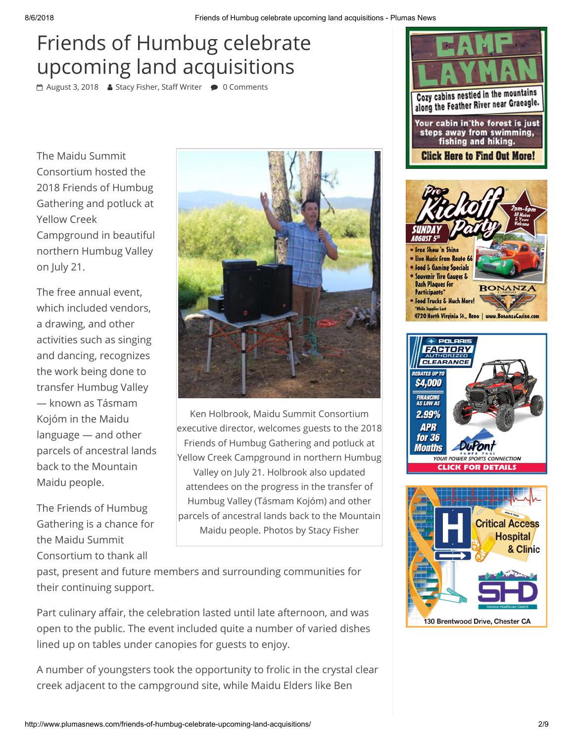# Friends of Humbug celebrate upcoming land acquisitions

August 3, 2018 · Stacy Fisher, Staff Writer · 0 Comments

The Maidu Summit Consortium hosted the 2018 Friends of Humbug Gathering and potluck at Yellow Creek Campground in beautiful northern Humbug Valley on July 21.

Ken Holbrook, Maidu Summit Consortium executive director, welcomes guests to the 2018 Friends of Humbug Gathering and potluck at Yellow Creek Campground in northern Humbug Valley on July 21. Holbrook also updated attendees on the progress in the transfer of Humbug Valley (Tásmam Kojóm) and other parcels of ancestral lands back to the Mountain Maidu people. Photos by Stacy Fisher

The free annual event, which included vendors, a drawing, and other activities such as singing and dancing, recognizes the work being done to transfer Humbug Valley — known as Tásmam Kojóm in the Maidu language — and other parcels of ancestral lands back to the Mountain Maidu people.

The Friends of Humbug Gathering is a chance for the Maidu Summit Consortium to thank all past, present and future members and surrounding communities for their continuing support.

Part culinary affair, the celebration lasted until late afternoon, and was open to the public. The event included quite a number of varied dishes lined up on tables under canopies for guests to enjoy.

A number of youngsters took the opportunity to frolic in the crystal clear creek adjacent to the campground site, while Maidu Elders like Ben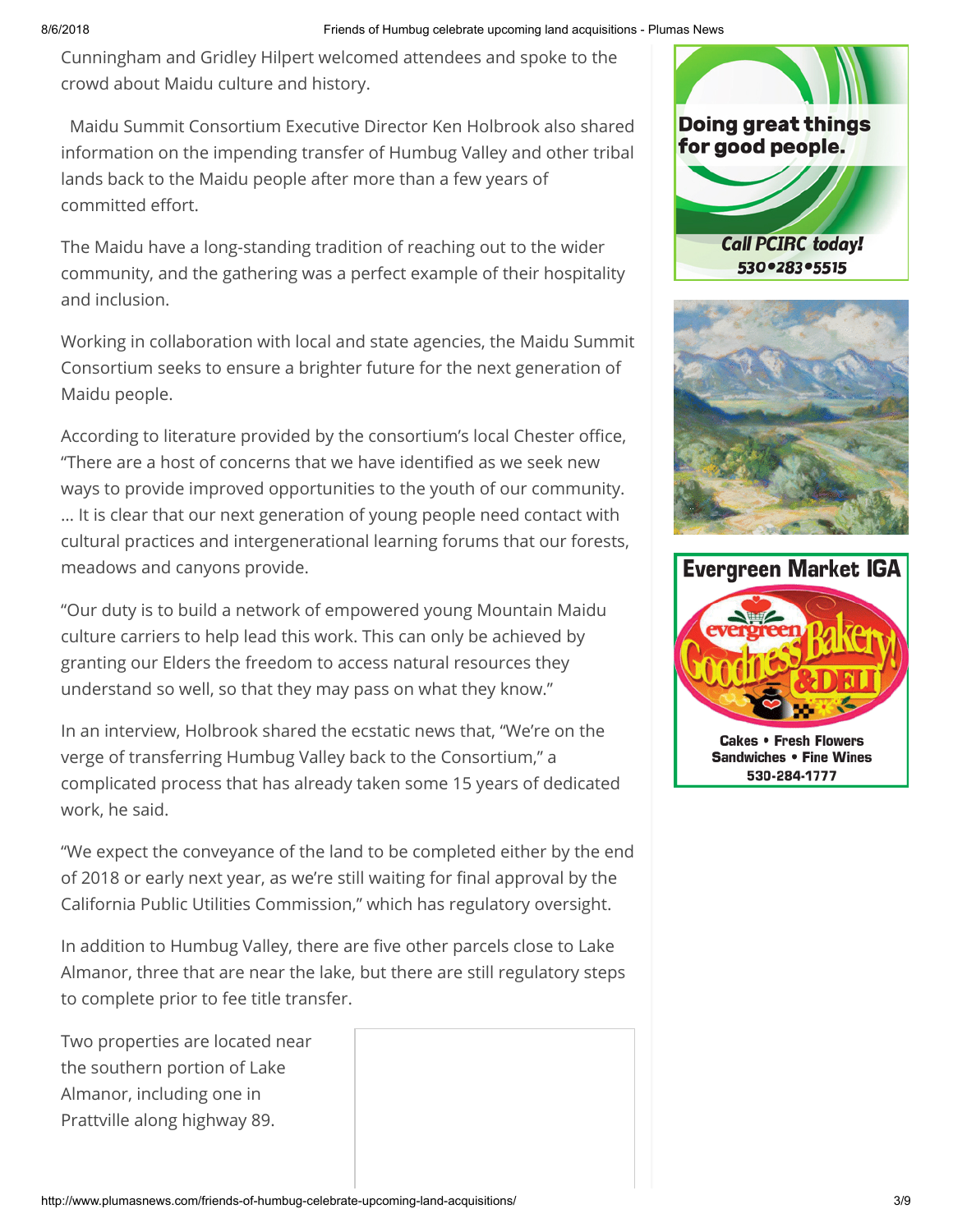Cunningham and Gridley Hilpert welcomed attendees and spoke to the crowd about Maidu culture and history.

Maidu Summit Consortium Executive Director Ken Holbrook also shared information on the impending transfer of Humbug Valley and other tribal lands back to the Maidu people after more than a few years of committed effort.

The Maidu have a long-standing tradition of reaching out to the wider community, and the gathering was a perfect example of their hospitality and inclusion.

Working in collaboration with local and state agencies, the Maidu Summit Consortium seeks to ensure a brighter future for the next generation of Maidu people.

According to literature provided by the consortium's local Chester office, "There are a host of concerns that we have identified as we seek new ways to provide improved opportunities to the youth of our community. … It is clear that our next generation of young people need contact with cultural practices and intergenerational learning forums that our forests, meadows and canyons provide.

"Our duty is to build a network of empowered young Mountain Maidu culture carriers to help lead this work. This can only be achieved by granting our Elders the freedom to access natural resources they understand so well, so that they may pass on what they know."

In an interview, Holbrook shared the ecstatic news that, "We're on the verge of transferring Humbug Valley back to the Consortium," a complicated process that has already taken some 15 years of dedicated work, he said.

"We expect the conveyance of the land to be completed either by the end of 2018 or early next year, as we're still waiting for final approval by the California Public Utilities Commission," which has regulatory oversight.

In addition to Humbug Valley, there are five other parcels close to Lake Almanor, three that are near the lake, but there are still regulatory steps to complete prior to fee title transfer.

Two properties are located near the southern portion of Lake Almanor, including one in Prattville along highway 89.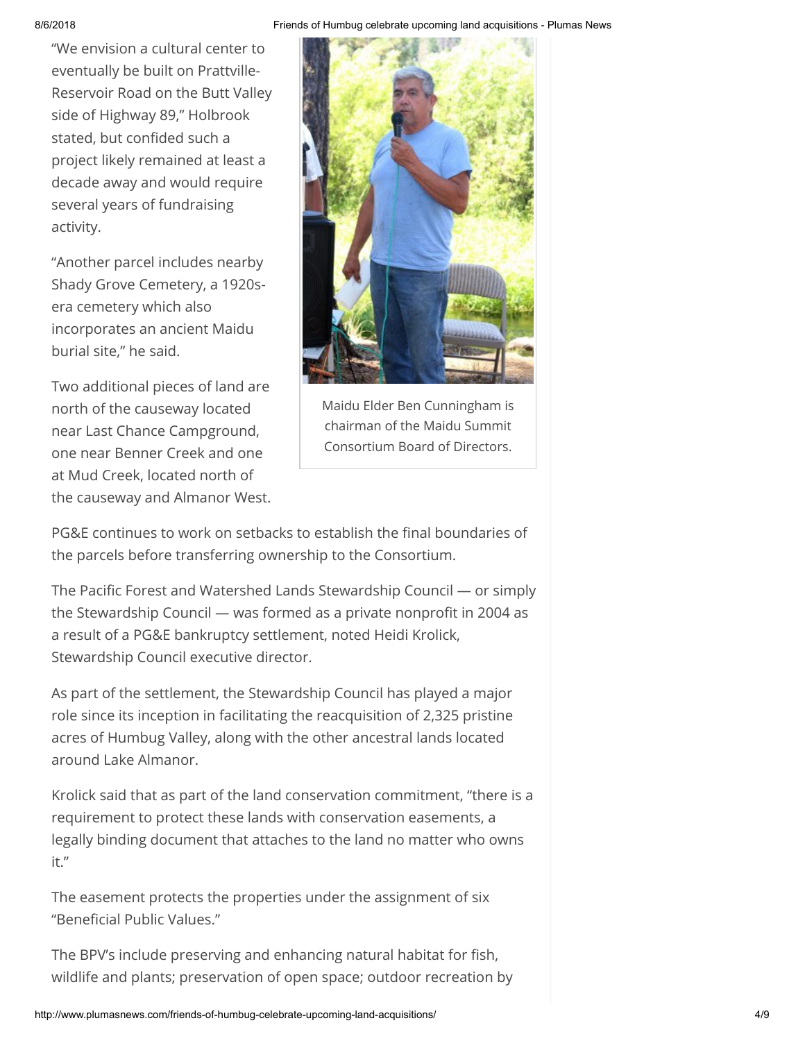"We envision a cultural center to eventually be built on Prattville-Reservoir Road on the Butt Valley side of Highway 89," Holbrook stated, but confided such a project likely remained at least a decade away and would require several years of fundraising activity.

"Another parcel includes nearby Shady Grove Cemetery, a 1920s-era cemetery which also incorporates an ancient Maidu burial site," he said.

Two additional pieces of land are north of the causeway located near Last Chance Campground, one near Benner Creek and one at Mud Creek, located north of the causeway and Almanor West.

Maidu Elder Ben Cunningham is chairman of the Maidu Summit Consortium Board of Directors.

PG&E continues to work on setbacks to establish the final boundaries of the parcels before transferring ownership to the Consortium.

The Pacific Forest and Watershed Lands Stewardship Council — or simply the Stewardship Council — was formed as a private nonprofit in 2004 as a result of a PG&E bankruptcy settlement, noted Heidi Krolick, Stewardship Council executive director.

As part of the settlement, the Stewardship Council has played a major role since its inception in facilitating the reacquisition of 2,325 pristine acres of Humbug Valley, along with the other ancestral lands located around Lake Almanor.

Krolick said that as part of the land conservation commitment, "there is a requirement to protect these lands with conservation easements, a legally binding document that attaches to the land no matter who owns it."

The easement protects the properties under the assignment of six "Beneficial Public Values."

The BPV's include preserving and enhancing natural habitat for fish, wildlife and plants; preservation of open space; outdoor recreation by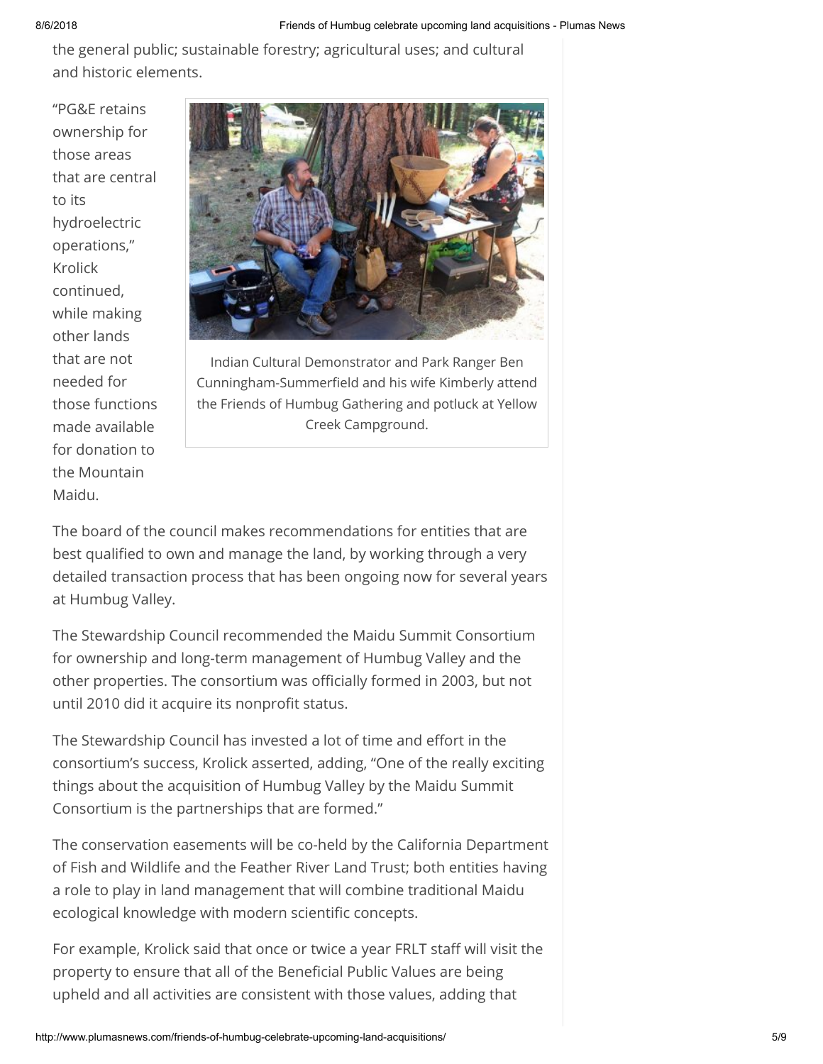the general public; sustainable forestry; agricultural uses; and cultural and historic elements.

"PG&E retains ownership for those areas that are central to its hydroelectric operations," Krolick continued, while making other lands that are not needed for those functions made available for donation to the Mountain Maidu.

Indian Cultural Demonstrator and Park Ranger Ben Cunningham-Summerfield and his wife Kimberly attend the Friends of Humbug Gathering and potluck at Yellow Creek Campground.

The board of the council makes recommendations for entities that are best qualified to own and manage the land, by working through a very detailed transaction process that has been ongoing now for several years at Humbug Valley.

The Stewardship Council recommended the Maidu Summit Consortium for ownership and long-term management of Humbug Valley and the other properties. The consortium was officially formed in 2003, but not until 2010 did it acquire its nonprofit status.

The Stewardship Council has invested a lot of time and effort in the consortium's success, Krolick asserted, adding, "One of the really exciting things about the acquisition of Humbug Valley by the Maidu Summit Consortium is the partnerships that are formed."

The conservation easements will be co-held by the California Department of Fish and Wildlife and the Feather River Land Trust; both entities having a role to play in land management that will combine traditional Maidu ecological knowledge with modern scientific concepts.

For example, Krolick said that once or twice a year FRLT staff will visit the property to ensure that all of the Beneficial Public Values are being upheld and all activities are consistent with those values, adding that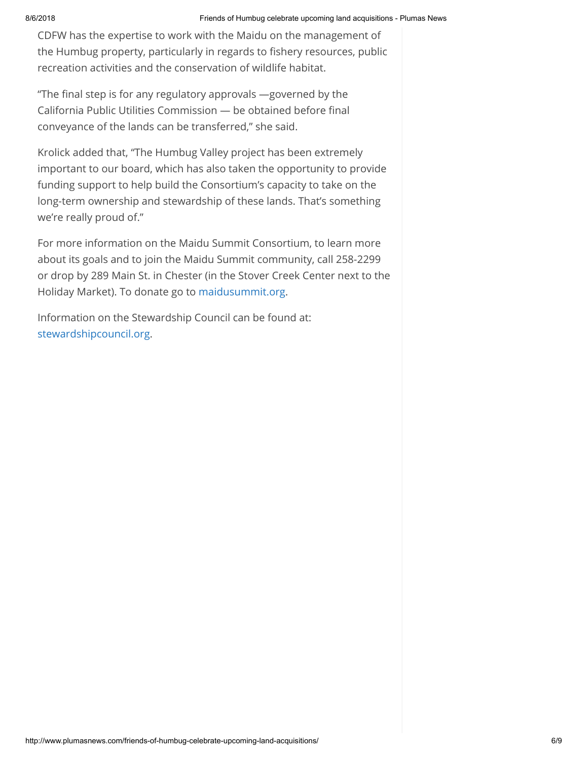CDFW has the expertise to work with the Maidu on the management of the Humbug property, particularly in regards to fishery resources, public recreation activities and the conservation of wildlife habitat.

"The final step is for any regulatory approvals —governed by the California Public Utilities Commission — be obtained before final conveyance of the lands can be transferred," she said.

Krolick added that, "The Humbug Valley project has been extremely important to our board, which has also taken the opportunity to provide funding support to help build the Consortium's capacity to take on the long-term ownership and stewardship of these lands. That's something we're really proud of."

For more information on the Maidu Summit Consortium, to learn more about its goals and to join the Maidu Summit community, call 258-2299 or drop by 289 Main St. in Chester (in the Stover Creek Center next to the Holiday Market). To donate go to maidusummit.org.

Information on the Stewardship Council can be found at: stewardshipcouncil.org.